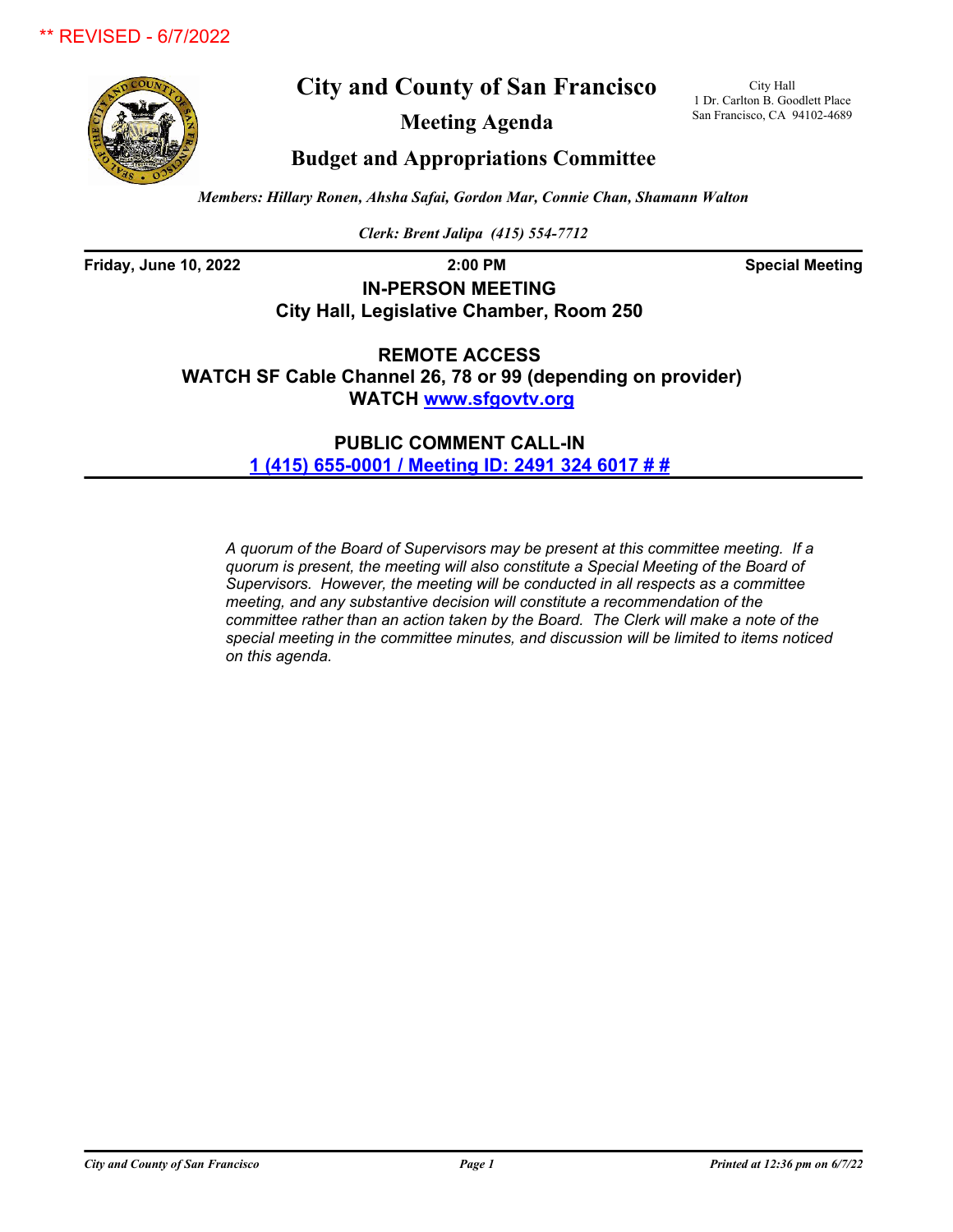** REVISED - 6/7/2022

# City and County of San Francisco

## Meeting Agenda

## Budget and Appropriations Committee

City Hall
1 Dr. Carlton B. Goodlett Place
San Francisco, CA 94102-4689

*Members: Hillary Ronen, Ahsha Safai, Gordon Mar, Connie Chan, Shamann Walton*

*Clerk: Brent Jalipa (415) 554-7712*

**Friday, June 10, 2022** **2:00 PM** **Special Meeting**

**IN-PERSON MEETING**
**City Hall, Legislative Chamber, Room 250**

**REMOTE ACCESS**
**WATCH SF Cable Channel 26, 78 or 99 (depending on provider)**
**WATCH www.sfgovtv.org**

**PUBLIC COMMENT CALL-IN**
**1 (415) 655-0001 / Meeting ID: 2491 324 6017 # #**

*A quorum of the Board of Supervisors may be present at this committee meeting. If a quorum is present, the meeting will also constitute a Special Meeting of the Board of Supervisors. However, the meeting will be conducted in all respects as a committee meeting, and any substantive decision will constitute a recommendation of the committee rather than an action taken by the Board. The Clerk will make a note of the special meeting in the committee minutes, and discussion will be limited to items noticed on this agenda.*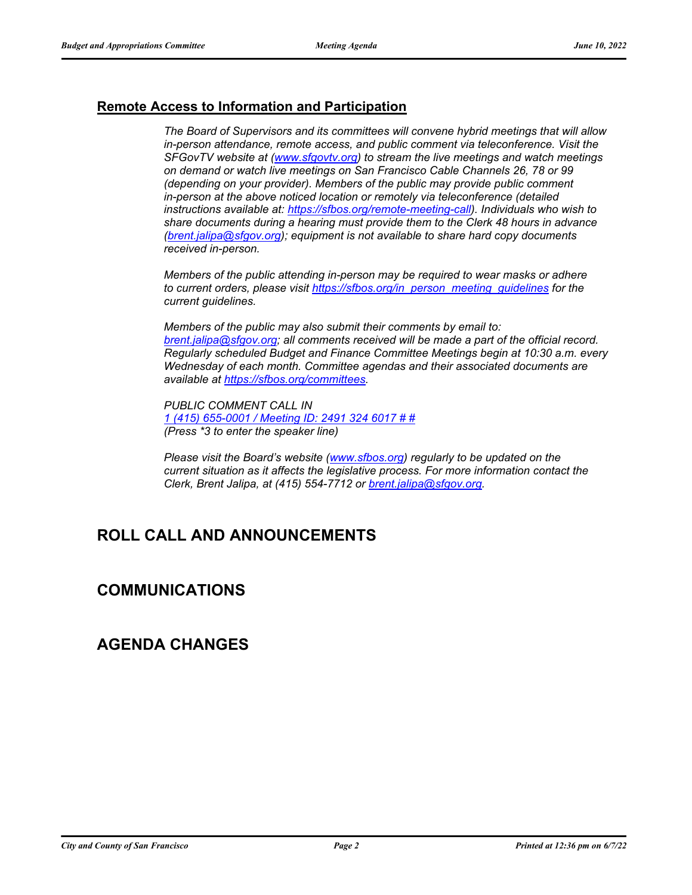## Remote Access to Information and Participation

*The Board of Supervisors and its committees will convene hybrid meetings that will allow in-person attendance, remote access, and public comment via teleconference. Visit the SFGovTV website at ([www.sfgovtv.org](www.sfgovtv.org)) to stream the live meetings and watch meetings on demand or watch live meetings on San Francisco Cable Channels 26, 78 or 99 (depending on your provider). Members of the public may provide public comment in-person at the above noticed location or remotely via teleconference (detailed instructions available at: [https://sfbos.org/remote-meeting-call](https://sfbos.org/remote-meeting-call)). Individuals who wish to share documents during a hearing must provide them to the Clerk 48 hours in advance ([brent.jalipa@sfgov.org](mailto:brent.jalipa@sfgov.org)); equipment is not available to share hard copy documents received in-person.*

*Members of the public attending in-person may be required to wear masks or adhere to current orders, please visit [https://sfbos.org/in_person_meeting_guidelines](https://sfbos.org/in_person_meeting_guidelines) for the current guidelines.*

*Members of the public may also submit their comments by email to: [brent.jalipa@sfgov.org](mailto:brent.jalipa@sfgov.org); all comments received will be made a part of the official record. Regularly scheduled Budget and Finance Committee Meetings begin at 10:30 a.m. every Wednesday of each month. Committee agendas and their associated documents are available at [https://sfbos.org/committees](https://sfbos.org/committees).*

*PUBLIC COMMENT CALL IN*
*1 (415) 655-0001 / Meeting ID: 2491 324 6017 # #*
*(Press *3 to enter the speaker line)*

*Please visit the Board's website ([www.sfbos.org](www.sfbos.org)) regularly to be updated on the current situation as it affects the legislative process. For more information contact the Clerk, Brent Jalipa, at (415) 554-7712 or [brent.jalipa@sfgov.org](mailto:brent.jalipa@sfgov.org).*

# ROLL CALL AND ANNOUNCEMENTS

# COMMUNICATIONS

# AGENDA CHANGES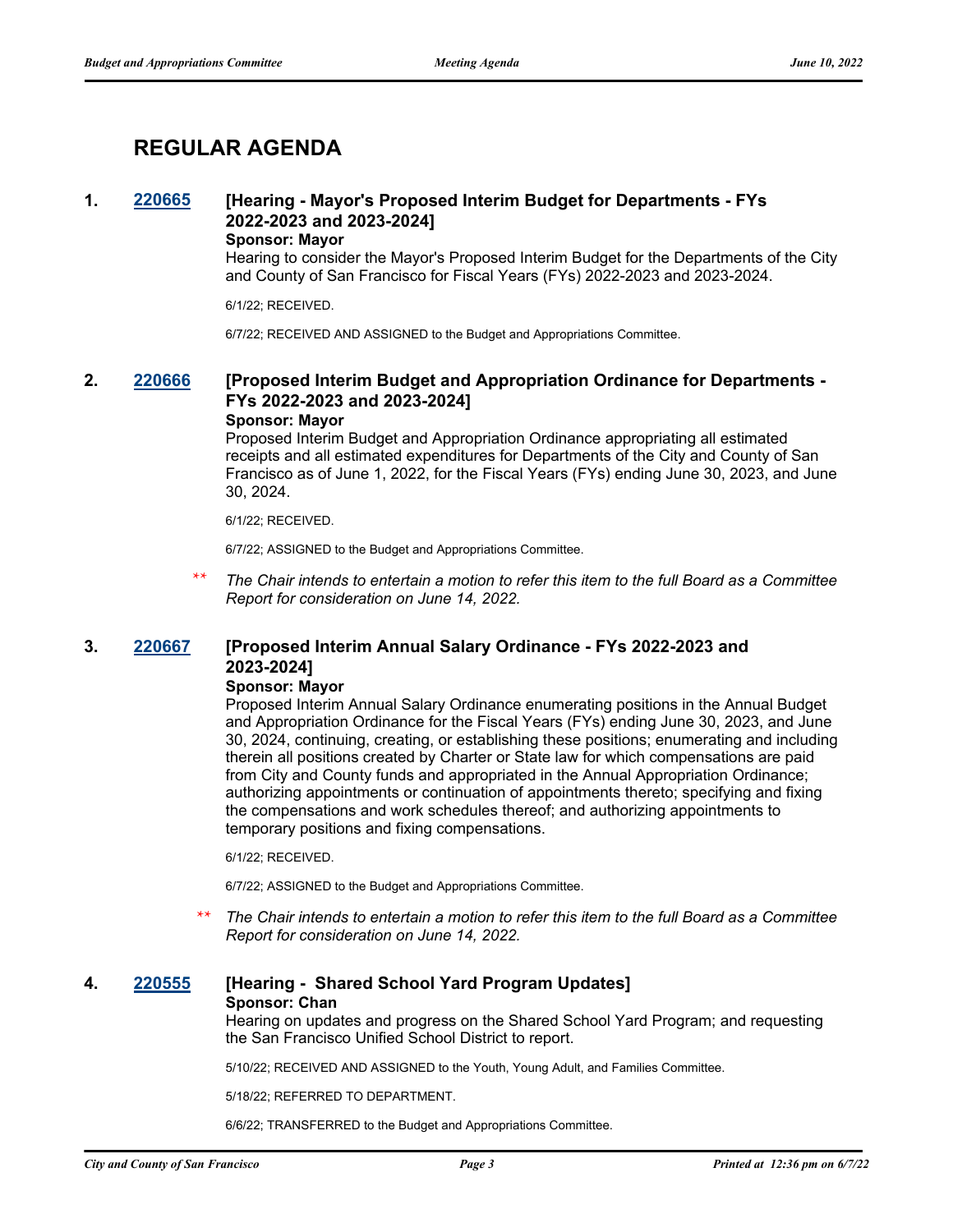# REGULAR AGENDA

## 1. 220665 [Hearing - Mayor's Proposed Interim Budget for Departments - FYs 2022-2023 and 2023-2024]

**Sponsor: Mayor**

Hearing to consider the Mayor's Proposed Interim Budget for the Departments of the City and County of San Francisco for Fiscal Years (FYs) 2022-2023 and 2023-2024.

6/1/22; RECEIVED.

6/7/22; RECEIVED AND ASSIGNED to the Budget and Appropriations Committee.

## 2. 220666 [Proposed Interim Budget and Appropriation Ordinance for Departments - FYs 2022-2023 and 2023-2024]

**Sponsor: Mayor**

Proposed Interim Budget and Appropriation Ordinance appropriating all estimated receipts and all estimated expenditures for Departments of the City and County of San Francisco as of June 1, 2022, for the Fiscal Years (FYs) ending June 30, 2023, and June 30, 2024.

6/1/22; RECEIVED.

6/7/22; ASSIGNED to the Budget and Appropriations Committee.

** *The Chair intends to entertain a motion to refer this item to the full Board as a Committee Report for consideration on June 14, 2022.*

## 3. 220667 [Proposed Interim Annual Salary Ordinance - FYs 2022-2023 and 2023-2024]

**Sponsor: Mayor**

Proposed Interim Annual Salary Ordinance enumerating positions in the Annual Budget and Appropriation Ordinance for the Fiscal Years (FYs) ending June 30, 2023, and June 30, 2024, continuing, creating, or establishing these positions; enumerating and including therein all positions created by Charter or State law for which compensations are paid from City and County funds and appropriated in the Annual Appropriation Ordinance; authorizing appointments or continuation of appointments thereto; specifying and fixing the compensations and work schedules thereof; and authorizing appointments to temporary positions and fixing compensations.

6/1/22; RECEIVED.

6/7/22; ASSIGNED to the Budget and Appropriations Committee.

** *The Chair intends to entertain a motion to refer this item to the full Board as a Committee Report for consideration on June 14, 2022.*

## 4. 220555 [Hearing - Shared School Yard Program Updates]

**Sponsor: Chan**

Hearing on updates and progress on the Shared School Yard Program; and requesting the San Francisco Unified School District to report.

5/10/22; RECEIVED AND ASSIGNED to the Youth, Young Adult, and Families Committee.

5/18/22; REFERRED TO DEPARTMENT.

6/6/22; TRANSFERRED to the Budget and Appropriations Committee.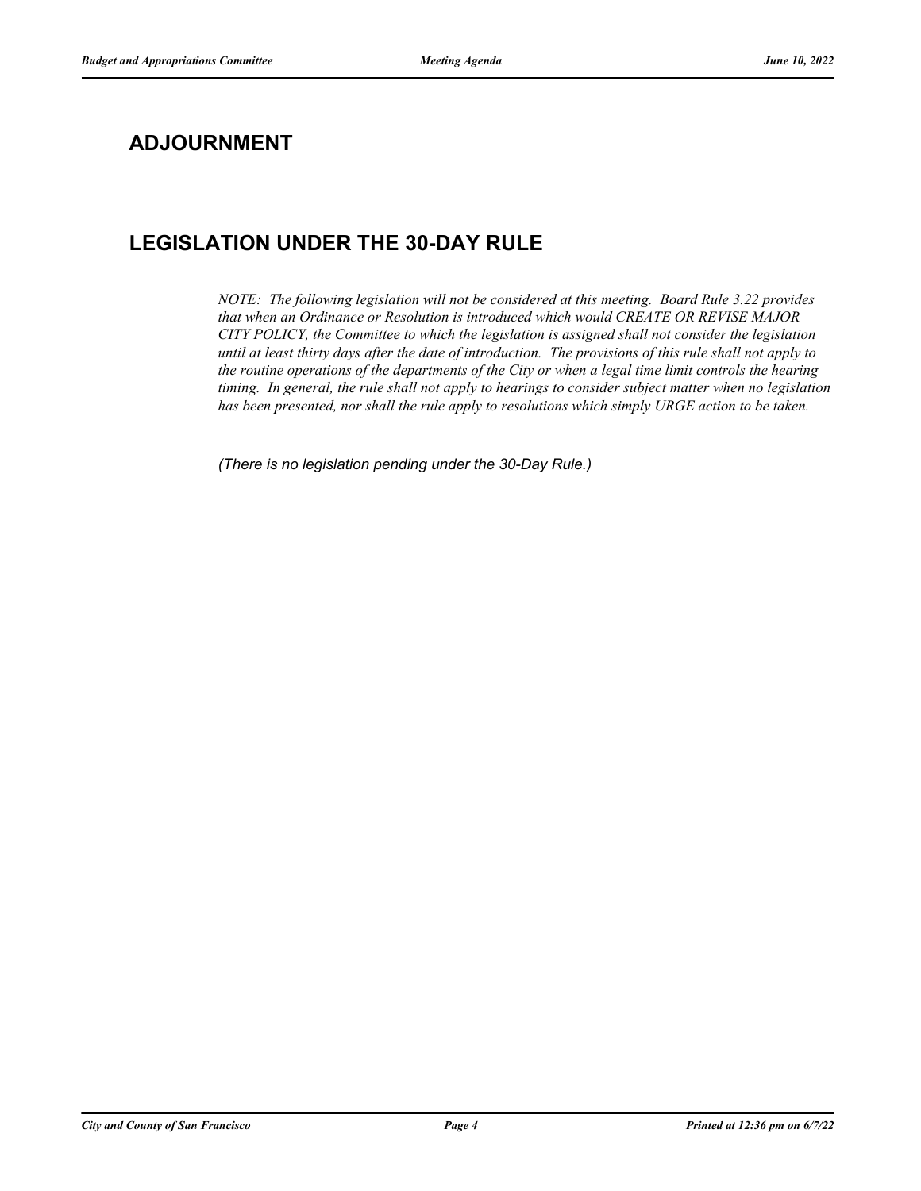## ADJOURNMENT

## LEGISLATION UNDER THE 30-DAY RULE

*NOTE: The following legislation will not be considered at this meeting. Board Rule 3.22 provides that when an Ordinance or Resolution is introduced which would CREATE OR REVISE MAJOR CITY POLICY, the Committee to which the legislation is assigned shall not consider the legislation until at least thirty days after the date of introduction. The provisions of this rule shall not apply to the routine operations of the departments of the City or when a legal time limit controls the hearing timing. In general, the rule shall not apply to hearings to consider subject matter when no legislation has been presented, nor shall the rule apply to resolutions which simply URGE action to be taken.*

*(There is no legislation pending under the 30-Day Rule.)*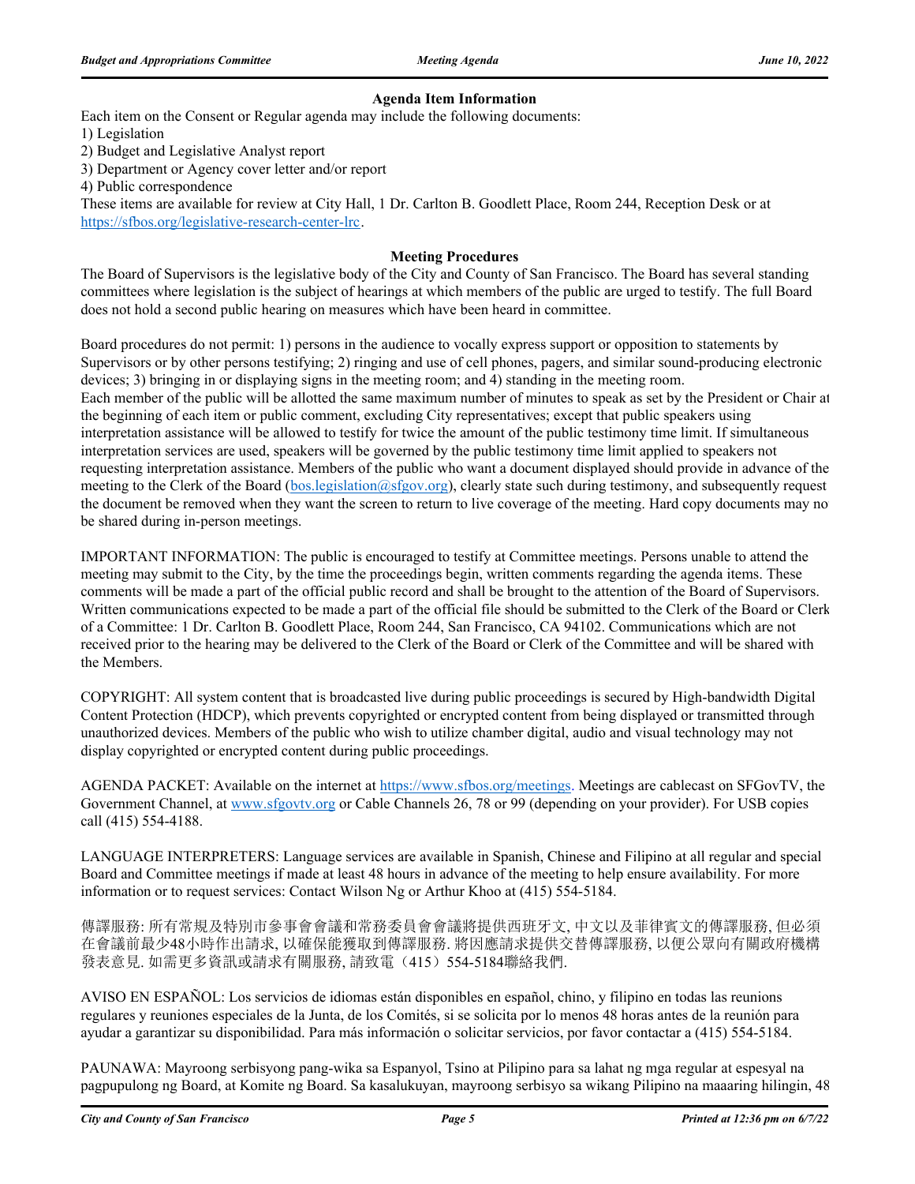### Agenda Item Information

Each item on the Consent or Regular agenda may include the following documents:

1) Legislation
2) Budget and Legislative Analyst report
3) Department or Agency cover letter and/or report
4) Public correspondence

These items are available for review at City Hall, 1 Dr. Carlton B. Goodlett Place, Room 244, Reception Desk or at https://sfbos.org/legislative-research-center-lrc.

### Meeting Procedures

The Board of Supervisors is the legislative body of the City and County of San Francisco. The Board has several standing committees where legislation is the subject of hearings at which members of the public are urged to testify. The full Board does not hold a second public hearing on measures which have been heard in committee.

Board procedures do not permit: 1) persons in the audience to vocally express support or opposition to statements by Supervisors or by other persons testifying; 2) ringing and use of cell phones, pagers, and similar sound-producing electronic devices; 3) bringing in or displaying signs in the meeting room; and 4) standing in the meeting room.
Each member of the public will be allotted the same maximum number of minutes to speak as set by the President or Chair at the beginning of each item or public comment, excluding City representatives; except that public speakers using interpretation assistance will be allowed to testify for twice the amount of the public testimony time limit. If simultaneous interpretation services are used, speakers will be governed by the public testimony time limit applied to speakers not requesting interpretation assistance. Members of the public who want a document displayed should provide in advance of the meeting to the Clerk of the Board (bos.legislation@sfgov.org), clearly state such during testimony, and subsequently request the document be removed when they want the screen to return to live coverage of the meeting. Hard copy documents may not be shared during in-person meetings.

IMPORTANT INFORMATION: The public is encouraged to testify at Committee meetings. Persons unable to attend the meeting may submit to the City, by the time the proceedings begin, written comments regarding the agenda items. These comments will be made a part of the official public record and shall be brought to the attention of the Board of Supervisors. Written communications expected to be made a part of the official file should be submitted to the Clerk of the Board or Clerk of a Committee: 1 Dr. Carlton B. Goodlett Place, Room 244, San Francisco, CA 94102. Communications which are not received prior to the hearing may be delivered to the Clerk of the Board or Clerk of the Committee and will be shared with the Members.

COPYRIGHT: All system content that is broadcasted live during public proceedings is secured by High-bandwidth Digital Content Protection (HDCP), which prevents copyrighted or encrypted content from being displayed or transmitted through unauthorized devices. Members of the public who wish to utilize chamber digital, audio and visual technology may not display copyrighted or encrypted content during public proceedings.

AGENDA PACKET: Available on the internet at https://www.sfbos.org/meetings. Meetings are cablecast on SFGovTV, the Government Channel, at www.sfgovtv.org or Cable Channels 26, 78 or 99 (depending on your provider). For USB copies call (415) 554-4188.

LANGUAGE INTERPRETERS: Language services are available in Spanish, Chinese and Filipino at all regular and special Board and Committee meetings if made at least 48 hours in advance of the meeting to help ensure availability. For more information or to request services: Contact Wilson Ng or Arthur Khoo at (415) 554-5184.

傳譯服務: 所有常規及特別市參事會會議和常務委員會會議將提供西班牙文, 中文以及菲律賓文的傳譯服務, 但必須在會議前最少48小時作出請求, 以確保能獲取到傳譯服務. 將因應請求提供交替傳譯服務, 以便公眾向有關政府機構發表意見. 如需更多資訊或請求有關服務, 請致電（415）554-5184聯絡我們.

AVISO EN ESPAÑOL: Los servicios de idiomas están disponibles en español, chino, y filipino en todas las reunions regulares y reuniones especiales de la Junta, de los Comités, si se solicita por lo menos 48 horas antes de la reunión para ayudar a garantizar su disponibilidad. Para más información o solicitar servicios, por favor contactar a (415) 554-5184.

PAUNAWA: Mayroong serbisyong pang-wika sa Espanyol, Tsino at Pilipino para sa lahat ng mga regular at espesyal na pagpupulong ng Board, at Komite ng Board. Sa kasalukuyan, mayroong serbisyo sa wikang Pilipino na maaaring hilingin, 48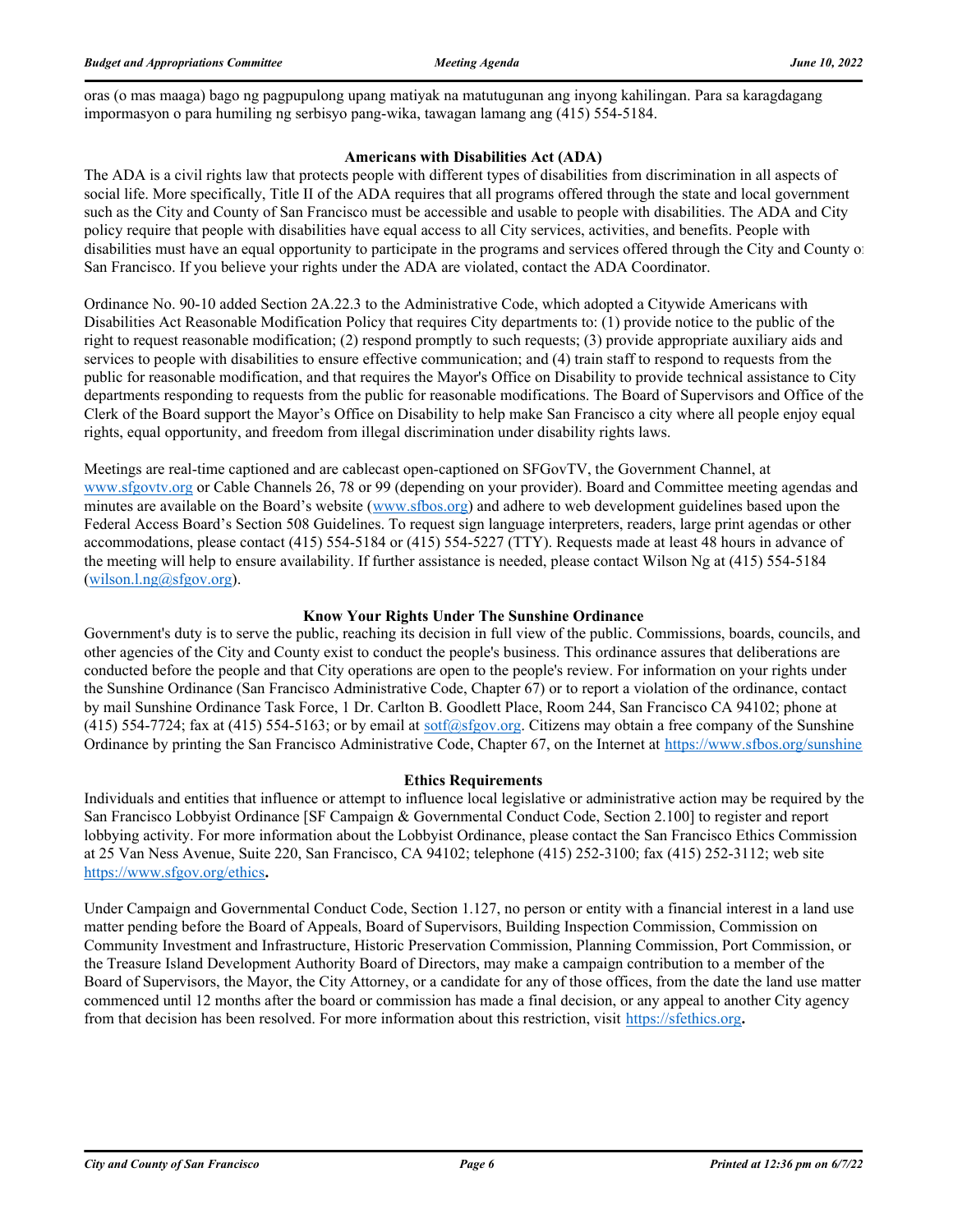oras (o mas maaga) bago ng pagpupulong upang matiyak na matutugunan ang inyong kahilingan. Para sa karagdagang impormasyon o para humiling ng serbisyo pang-wika, tawagan lamang ang (415) 554-5184.

### Americans with Disabilities Act (ADA)

The ADA is a civil rights law that protects people with different types of disabilities from discrimination in all aspects of social life. More specifically, Title II of the ADA requires that all programs offered through the state and local government such as the City and County of San Francisco must be accessible and usable to people with disabilities. The ADA and City policy require that people with disabilities have equal access to all City services, activities, and benefits. People with disabilities must have an equal opportunity to participate in the programs and services offered through the City and County of San Francisco. If you believe your rights under the ADA are violated, contact the ADA Coordinator.

Ordinance No. 90-10 added Section 2A.22.3 to the Administrative Code, which adopted a Citywide Americans with Disabilities Act Reasonable Modification Policy that requires City departments to: (1) provide notice to the public of the right to request reasonable modification; (2) respond promptly to such requests; (3) provide appropriate auxiliary aids and services to people with disabilities to ensure effective communication; and (4) train staff to respond to requests from the public for reasonable modification, and that requires the Mayor's Office on Disability to provide technical assistance to City departments responding to requests from the public for reasonable modifications. The Board of Supervisors and Office of the Clerk of the Board support the Mayor's Office on Disability to help make San Francisco a city where all people enjoy equal rights, equal opportunity, and freedom from illegal discrimination under disability rights laws.

Meetings are real-time captioned and are cablecast open-captioned on SFGovTV, the Government Channel, at www.sfgovtv.org or Cable Channels 26, 78 or 99 (depending on your provider). Board and Committee meeting agendas and minutes are available on the Board's website (www.sfbos.org) and adhere to web development guidelines based upon the Federal Access Board's Section 508 Guidelines. To request sign language interpreters, readers, large print agendas or other accommodations, please contact (415) 554-5184 or (415) 554-5227 (TTY). Requests made at least 48 hours in advance of the meeting will help to ensure availability. If further assistance is needed, please contact Wilson Ng at (415) 554-5184 (wilson.l.ng@sfgov.org).

### Know Your Rights Under The Sunshine Ordinance

Government's duty is to serve the public, reaching its decision in full view of the public. Commissions, boards, councils, and other agencies of the City and County exist to conduct the people's business. This ordinance assures that deliberations are conducted before the people and that City operations are open to the people's review. For information on your rights under the Sunshine Ordinance (San Francisco Administrative Code, Chapter 67) or to report a violation of the ordinance, contact by mail Sunshine Ordinance Task Force, 1 Dr. Carlton B. Goodlett Place, Room 244, San Francisco CA 94102; phone at (415) 554-7724; fax at (415) 554-5163; or by email at sotf@sfgov.org. Citizens may obtain a free company of the Sunshine Ordinance by printing the San Francisco Administrative Code, Chapter 67, on the Internet at https://www.sfbos.org/sunshine

### Ethics Requirements

Individuals and entities that influence or attempt to influence local legislative or administrative action may be required by the San Francisco Lobbyist Ordinance [SF Campaign & Governmental Conduct Code, Section 2.100] to register and report lobbying activity. For more information about the Lobbyist Ordinance, please contact the San Francisco Ethics Commission at 25 Van Ness Avenue, Suite 220, San Francisco, CA 94102; telephone (415) 252-3100; fax (415) 252-3112; web site https://www.sfgov.org/ethics**.**

Under Campaign and Governmental Conduct Code, Section 1.127, no person or entity with a financial interest in a land use matter pending before the Board of Appeals, Board of Supervisors, Building Inspection Commission, Commission on Community Investment and Infrastructure, Historic Preservation Commission, Planning Commission, Port Commission, or the Treasure Island Development Authority Board of Directors, may make a campaign contribution to a member of the Board of Supervisors, the Mayor, the City Attorney, or a candidate for any of those offices, from the date the land use matter commenced until 12 months after the board or commission has made a final decision, or any appeal to another City agency from that decision has been resolved. For more information about this restriction, visit https://sfethics.org**.**